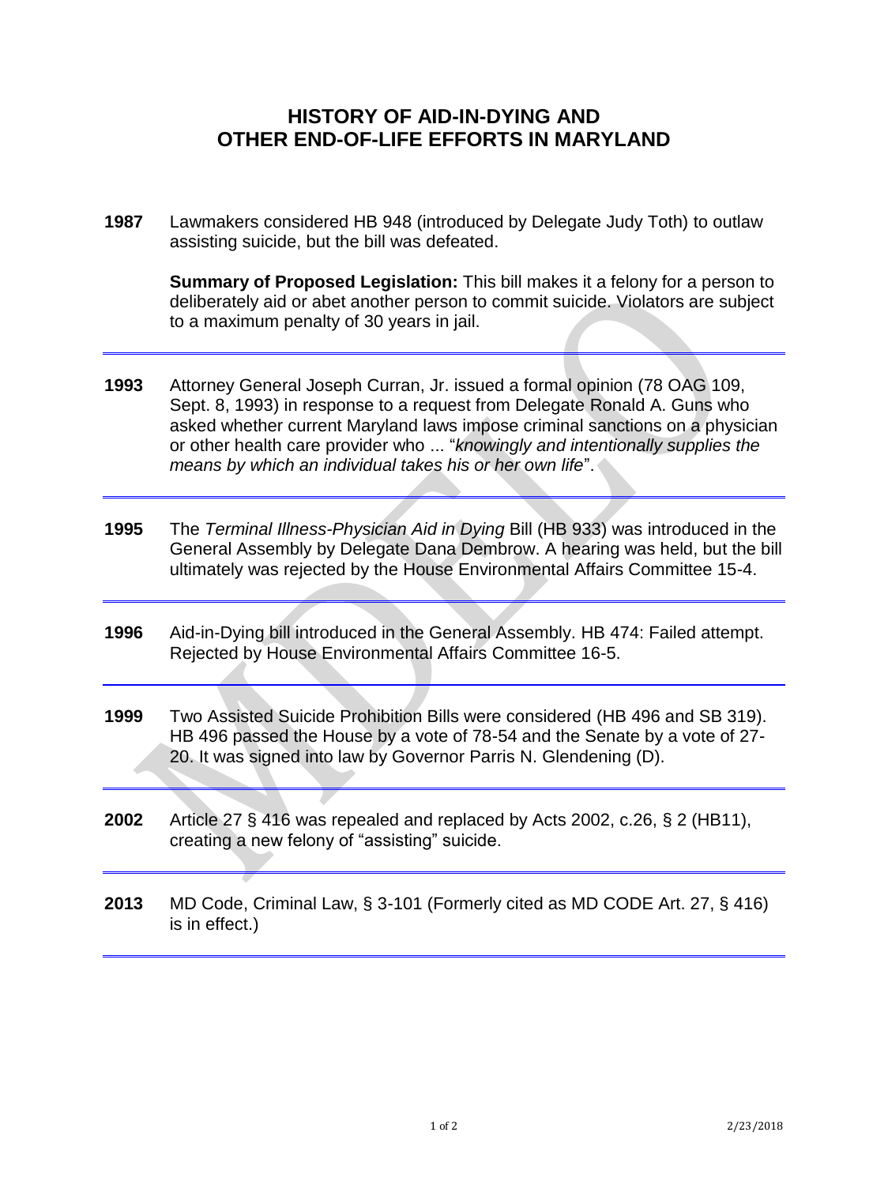# HISTORY OF AID-IN-DYING AND OTHER END-OF-LIFE EFFORTS IN MARYLAND

**1987** Lawmakers considered HB 948 (introduced by Delegate Judy Toth) to outlaw assisting suicide, but the bill was defeated.

**Summary of Proposed Legislation:** This bill makes it a felony for a person to deliberately aid or abet another person to commit suicide. Violators are subject to a maximum penalty of 30 years in jail.

---

**1993** Attorney General Joseph Curran, Jr. issued a formal opinion (78 OAG 109, Sept. 8, 1993) in response to a request from Delegate Ronald A. Guns who asked whether current Maryland laws impose criminal sanctions on a physician or other health care provider who ... "*knowingly and intentionally supplies the means by which an individual takes his or her own life*".

---

**1995** The *Terminal Illness-Physician Aid in Dying* Bill (HB 933) was introduced in the General Assembly by Delegate Dana Dembrow. A hearing was held, but the bill ultimately was rejected by the House Environmental Affairs Committee 15-4.

---

**1996** Aid-in-Dying bill introduced in the General Assembly. HB 474: Failed attempt. Rejected by House Environmental Affairs Committee 16-5.

---

**1999** Two Assisted Suicide Prohibition Bills were considered (HB 496 and SB 319). HB 496 passed the House by a vote of 78-54 and the Senate by a vote of 27-20. It was signed into law by Governor Parris N. Glendening (D).

---

**2002** Article 27 § 416 was repealed and replaced by Acts 2002, c.26, § 2 (HB11), creating a new felony of "assisting" suicide.

---

**2013** MD Code, Criminal Law, § 3-101 (Formerly cited as MD CODE Art. 27, § 416) is in effect.)

---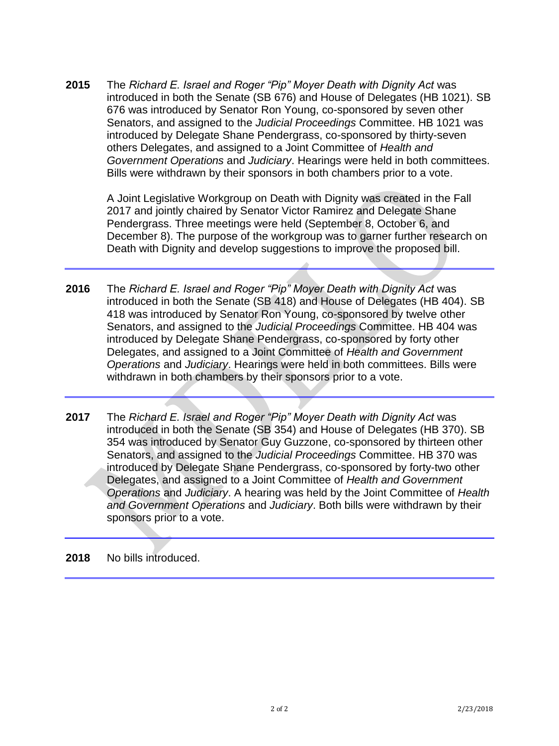**2015** The *Richard E. Israel and Roger "Pip" Moyer Death with Dignity Act* was introduced in both the Senate (SB 676) and House of Delegates (HB 1021). SB 676 was introduced by Senator Ron Young, co-sponsored by seven other Senators, and assigned to the *Judicial Proceedings* Committee. HB 1021 was introduced by Delegate Shane Pendergrass, co-sponsored by thirty-seven others Delegates, and assigned to a Joint Committee of *Health and Government Operations* and *Judiciary*. Hearings were held in both committees. Bills were withdrawn by their sponsors in both chambers prior to a vote.

A Joint Legislative Workgroup on Death with Dignity was created in the Fall 2017 and jointly chaired by Senator Victor Ramirez and Delegate Shane Pendergrass. Three meetings were held (September 8, October 6, and December 8). The purpose of the workgroup was to garner further research on Death with Dignity and develop suggestions to improve the proposed bill.

---

**2016** The *Richard E. Israel and Roger "Pip" Moyer Death with Dignity Act* was introduced in both the Senate (SB 418) and House of Delegates (HB 404). SB 418 was introduced by Senator Ron Young, co-sponsored by twelve other Senators, and assigned to the *Judicial Proceedings* Committee. HB 404 was introduced by Delegate Shane Pendergrass, co-sponsored by forty other Delegates, and assigned to a Joint Committee of *Health and Government Operations* and *Judiciary*. Hearings were held in both committees. Bills were withdrawn in both chambers by their sponsors prior to a vote.

---

**2017** The *Richard E. Israel and Roger "Pip" Moyer Death with Dignity Act* was introduced in both the Senate (SB 354) and House of Delegates (HB 370). SB 354 was introduced by Senator Guy Guzzone, co-sponsored by thirteen other Senators, and assigned to the *Judicial Proceedings* Committee. HB 370 was introduced by Delegate Shane Pendergrass, co-sponsored by forty-two other Delegates, and assigned to a Joint Committee of *Health and Government Operations* and *Judiciary*. A hearing was held by the Joint Committee of *Health and Government Operations* and *Judiciary*. Both bills were withdrawn by their sponsors prior to a vote.

---

**2018** No bills introduced.

---